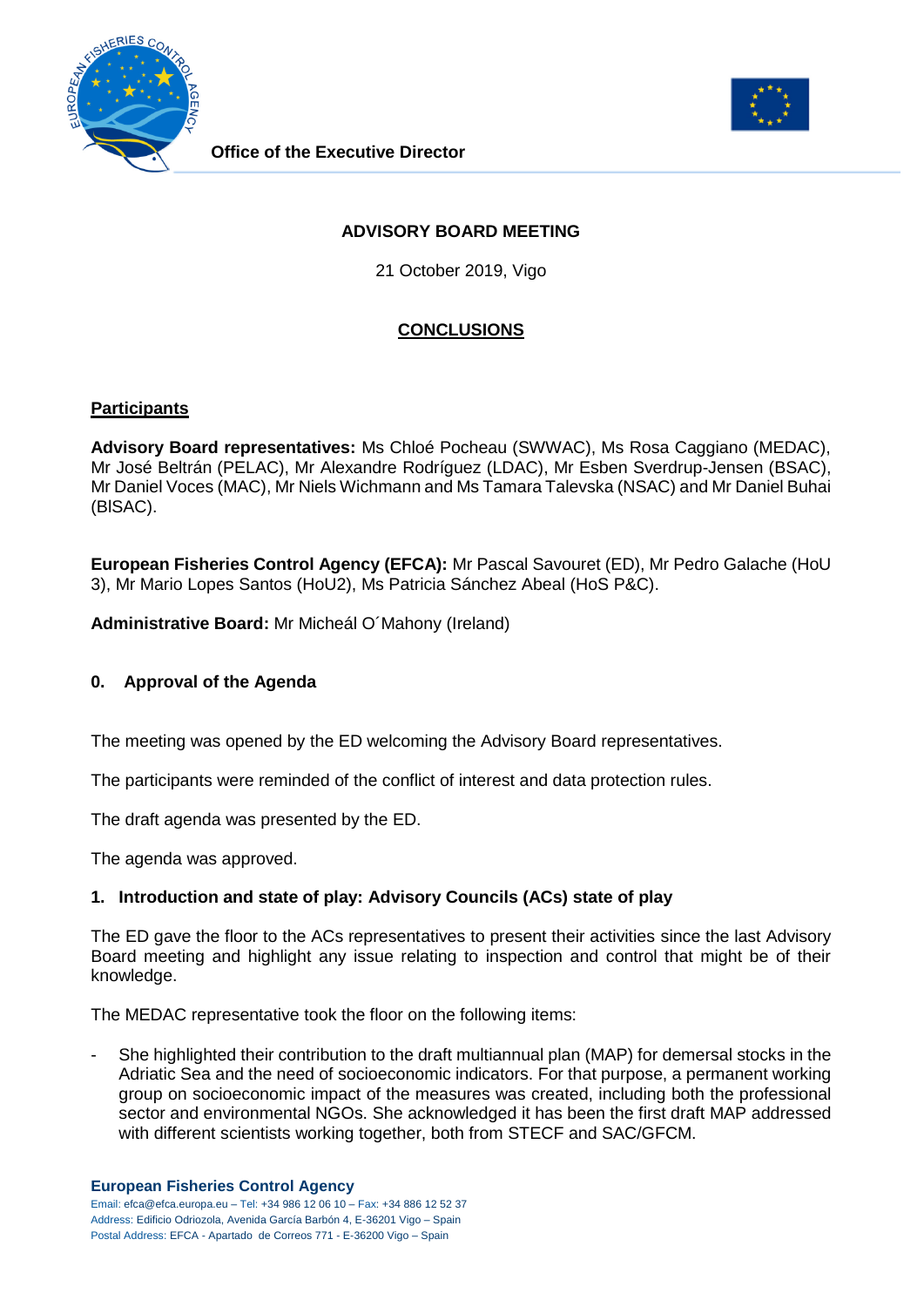Office of the Executive Director

**ADVISORY BOARD MEETING**

21 October 2019, Vigo

**CONCLUSIONS**

**Participants**

**Advisory Board representatives:** Ms Chloé Pocheau (SWWAC), Ms Rosa Caggiano (MEDAC), Mr José Beltrán (PELAC), Mr Alexandre Rodríguez (LDAC), Mr Esben Sverdrup-Jensen (BSAC), Mr Daniel Voces (MAC), Mr Niels Wichmann and Ms Tamara Talevska (NSAC) and Mr Daniel Buhai (BlSAC).

**European Fisheries Control Agency (EFCA):** Mr Pascal Savouret (ED), Mr Pedro Galache (HoU 3), Mr Mario Lopes Santos (HoU2), Ms Patricia Sánchez Abeal (HoS P&C).

**Administrative Board:** Mr Micheál O´Mahony (Ireland)

## 0. Approval of the Agenda

The meeting was opened by the ED welcoming the Advisory Board representatives.

The participants were reminded of the conflict of interest and data protection rules.

The draft agenda was presented by the ED.

The agenda was approved.

## 1. Introduction and state of play: Advisory Councils (ACs) state of play

The ED gave the floor to the ACs representatives to present their activities since the last Advisory Board meeting and highlight any issue relating to inspection and control that might be of their knowledge.

The MEDAC representative took the floor on the following items:

- She highlighted their contribution to the draft multiannual plan (MAP) for demersal stocks in the Adriatic Sea and the need of socioeconomic indicators. For that purpose, a permanent working group on socioeconomic impact of the measures was created, including both the professional sector and environmental NGOs. She acknowledged it has been the first draft MAP addressed with different scientists working together, both from STECF and SAC/GFCM.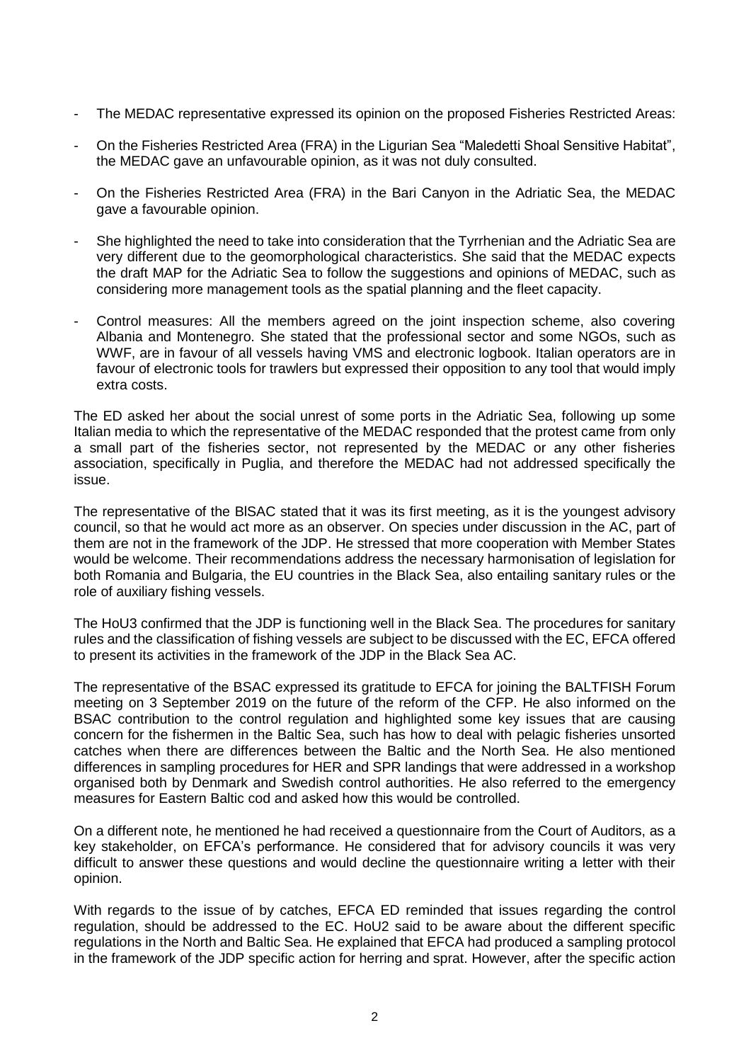- The MEDAC representative expressed its opinion on the proposed Fisheries Restricted Areas:
- On the Fisheries Restricted Area (FRA) in the Ligurian Sea "Maledetti Shoal Sensitive Habitat", the MEDAC gave an unfavourable opinion, as it was not duly consulted.
- On the Fisheries Restricted Area (FRA) in the Bari Canyon in the Adriatic Sea, the MEDAC gave a favourable opinion.
- She highlighted the need to take into consideration that the Tyrrhenian and the Adriatic Sea are very different due to the geomorphological characteristics. She said that the MEDAC expects the draft MAP for the Adriatic Sea to follow the suggestions and opinions of MEDAC, such as considering more management tools as the spatial planning and the fleet capacity.
- Control measures: All the members agreed on the joint inspection scheme, also covering Albania and Montenegro. She stated that the professional sector and some NGOs, such as WWF, are in favour of all vessels having VMS and electronic logbook. Italian operators are in favour of electronic tools for trawlers but expressed their opposition to any tool that would imply extra costs.

The ED asked her about the social unrest of some ports in the Adriatic Sea, following up some Italian media to which the representative of the MEDAC responded that the protest came from only a small part of the fisheries sector, not represented by the MEDAC or any other fisheries association, specifically in Puglia, and therefore the MEDAC had not addressed specifically the issue.

The representative of the BlSAC stated that it was its first meeting, as it is the youngest advisory council, so that he would act more as an observer. On species under discussion in the AC, part of them are not in the framework of the JDP. He stressed that more cooperation with Member States would be welcome. Their recommendations address the necessary harmonisation of legislation for both Romania and Bulgaria, the EU countries in the Black Sea, also entailing sanitary rules or the role of auxiliary fishing vessels.

The HoU3 confirmed that the JDP is functioning well in the Black Sea. The procedures for sanitary rules and the classification of fishing vessels are subject to be discussed with the EC, EFCA offered to present its activities in the framework of the JDP in the Black Sea AC.

The representative of the BSAC expressed its gratitude to EFCA for joining the BALTFISH Forum meeting on 3 September 2019 on the future of the reform of the CFP. He also informed on the BSAC contribution to the control regulation and highlighted some key issues that are causing concern for the fishermen in the Baltic Sea, such has how to deal with pelagic fisheries unsorted catches when there are differences between the Baltic and the North Sea. He also mentioned differences in sampling procedures for HER and SPR landings that were addressed in a workshop organised both by Denmark and Swedish control authorities. He also referred to the emergency measures for Eastern Baltic cod and asked how this would be controlled.

On a different note, he mentioned he had received a questionnaire from the Court of Auditors, as a key stakeholder, on EFCA's performance. He considered that for advisory councils it was very difficult to answer these questions and would decline the questionnaire writing a letter with their opinion.

With regards to the issue of by catches, EFCA ED reminded that issues regarding the control regulation, should be addressed to the EC. HoU2 said to be aware about the different specific regulations in the North and Baltic Sea. He explained that EFCA had produced a sampling protocol in the framework of the JDP specific action for herring and sprat. However, after the specific action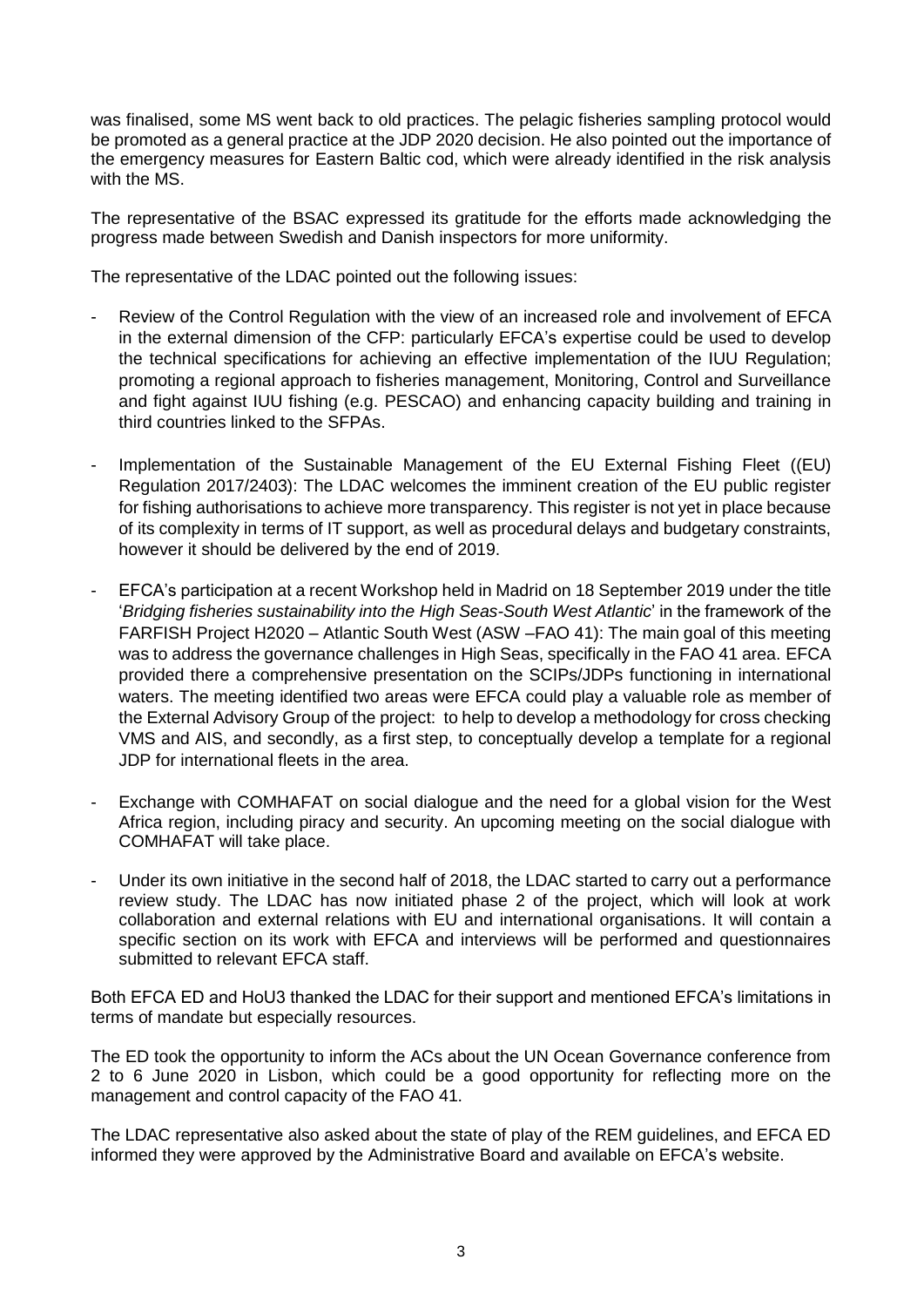was finalised, some MS went back to old practices. The pelagic fisheries sampling protocol would be promoted as a general practice at the JDP 2020 decision. He also pointed out the importance of the emergency measures for Eastern Baltic cod, which were already identified in the risk analysis with the MS.

The representative of the BSAC expressed its gratitude for the efforts made acknowledging the progress made between Swedish and Danish inspectors for more uniformity.

The representative of the LDAC pointed out the following issues:

- Review of the Control Regulation with the view of an increased role and involvement of EFCA in the external dimension of the CFP: particularly EFCA's expertise could be used to develop the technical specifications for achieving an effective implementation of the IUU Regulation; promoting a regional approach to fisheries management, Monitoring, Control and Surveillance and fight against IUU fishing (e.g. PESCAO) and enhancing capacity building and training in third countries linked to the SFPAs.
- Implementation of the Sustainable Management of the EU External Fishing Fleet ((EU) Regulation 2017/2403): The LDAC welcomes the imminent creation of the EU public register for fishing authorisations to achieve more transparency. This register is not yet in place because of its complexity in terms of IT support, as well as procedural delays and budgetary constraints, however it should be delivered by the end of 2019.
- EFCA's participation at a recent Workshop held in Madrid on 18 September 2019 under the title '*Bridging fisheries sustainability into the High Seas-South West Atlantic*' in the framework of the FARFISH Project H2020 – Atlantic South West (ASW –FAO 41): The main goal of this meeting was to address the governance challenges in High Seas, specifically in the FAO 41 area. EFCA provided there a comprehensive presentation on the SCIPs/JDPs functioning in international waters. The meeting identified two areas were EFCA could play a valuable role as member of the External Advisory Group of the project: to help to develop a methodology for cross checking VMS and AIS, and secondly, as a first step, to conceptually develop a template for a regional JDP for international fleets in the area.
- Exchange with COMHAFAT on social dialogue and the need for a global vision for the West Africa region, including piracy and security. An upcoming meeting on the social dialogue with COMHAFAT will take place.
- Under its own initiative in the second half of 2018, the LDAC started to carry out a performance review study. The LDAC has now initiated phase 2 of the project, which will look at work collaboration and external relations with EU and international organisations. It will contain a specific section on its work with EFCA and interviews will be performed and questionnaires submitted to relevant EFCA staff.

Both EFCA ED and HoU3 thanked the LDAC for their support and mentioned EFCA's limitations in terms of mandate but especially resources.

The ED took the opportunity to inform the ACs about the UN Ocean Governance conference from 2 to 6 June 2020 in Lisbon, which could be a good opportunity for reflecting more on the management and control capacity of the FAO 41.

The LDAC representative also asked about the state of play of the REM guidelines, and EFCA ED informed they were approved by the Administrative Board and available on EFCA's website.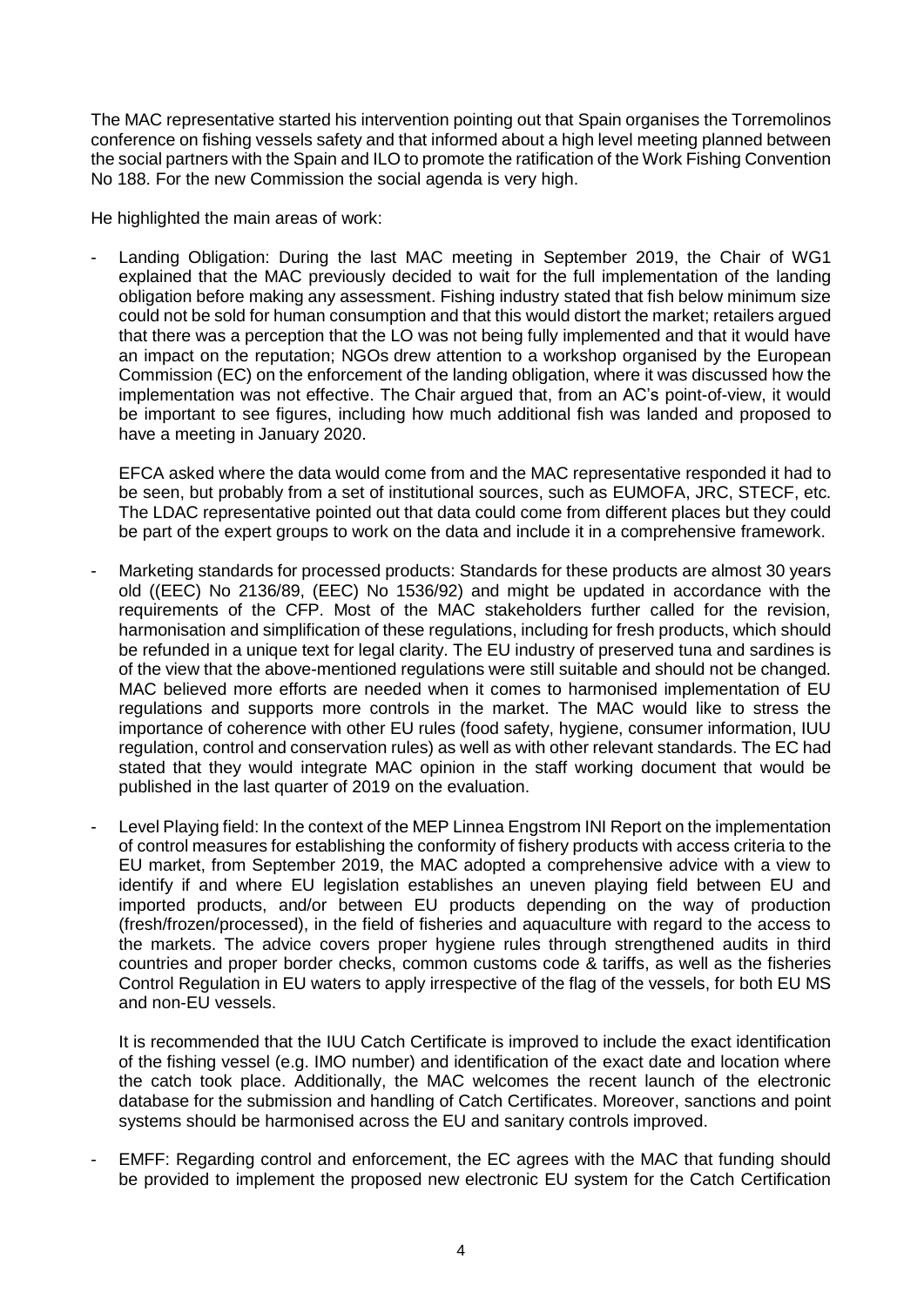The MAC representative started his intervention pointing out that Spain organises the Torremolinos conference on fishing vessels safety and that informed about a high level meeting planned between the social partners with the Spain and ILO to promote the ratification of the Work Fishing Convention No 188. For the new Commission the social agenda is very high.

He highlighted the main areas of work:

- Landing Obligation: During the last MAC meeting in September 2019, the Chair of WG1 explained that the MAC previously decided to wait for the full implementation of the landing obligation before making any assessment. Fishing industry stated that fish below minimum size could not be sold for human consumption and that this would distort the market; retailers argued that there was a perception that the LO was not being fully implemented and that it would have an impact on the reputation; NGOs drew attention to a workshop organised by the European Commission (EC) on the enforcement of the landing obligation, where it was discussed how the implementation was not effective. The Chair argued that, from an AC's point-of-view, it would be important to see figures, including how much additional fish was landed and proposed to have a meeting in January 2020.

  EFCA asked where the data would come from and the MAC representative responded it had to be seen, but probably from a set of institutional sources, such as EUMOFA, JRC, STECF, etc. The LDAC representative pointed out that data could come from different places but they could be part of the expert groups to work on the data and include it in a comprehensive framework.

- Marketing standards for processed products: Standards for these products are almost 30 years old ((EEC) No 2136/89, (EEC) No 1536/92) and might be updated in accordance with the requirements of the CFP. Most of the MAC stakeholders further called for the revision, harmonisation and simplification of these regulations, including for fresh products, which should be refunded in a unique text for legal clarity. The EU industry of preserved tuna and sardines is of the view that the above-mentioned regulations were still suitable and should not be changed. MAC believed more efforts are needed when it comes to harmonised implementation of EU regulations and supports more controls in the market. The MAC would like to stress the importance of coherence with other EU rules (food safety, hygiene, consumer information, IUU regulation, control and conservation rules) as well as with other relevant standards. The EC had stated that they would integrate MAC opinion in the staff working document that would be published in the last quarter of 2019 on the evaluation.

- Level Playing field: In the context of the MEP Linnea Engstrom INI Report on the implementation of control measures for establishing the conformity of fishery products with access criteria to the EU market, from September 2019, the MAC adopted a comprehensive advice with a view to identify if and where EU legislation establishes an uneven playing field between EU and imported products, and/or between EU products depending on the way of production (fresh/frozen/processed), in the field of fisheries and aquaculture with regard to the access to the markets. The advice covers proper hygiene rules through strengthened audits in third countries and proper border checks, common customs code & tariffs, as well as the fisheries Control Regulation in EU waters to apply irrespective of the flag of the vessels, for both EU MS and non-EU vessels.

  It is recommended that the IUU Catch Certificate is improved to include the exact identification of the fishing vessel (e.g. IMO number) and identification of the exact date and location where the catch took place. Additionally, the MAC welcomes the recent launch of the electronic database for the submission and handling of Catch Certificates. Moreover, sanctions and point systems should be harmonised across the EU and sanitary controls improved.

- EMFF: Regarding control and enforcement, the EC agrees with the MAC that funding should be provided to implement the proposed new electronic EU system for the Catch Certification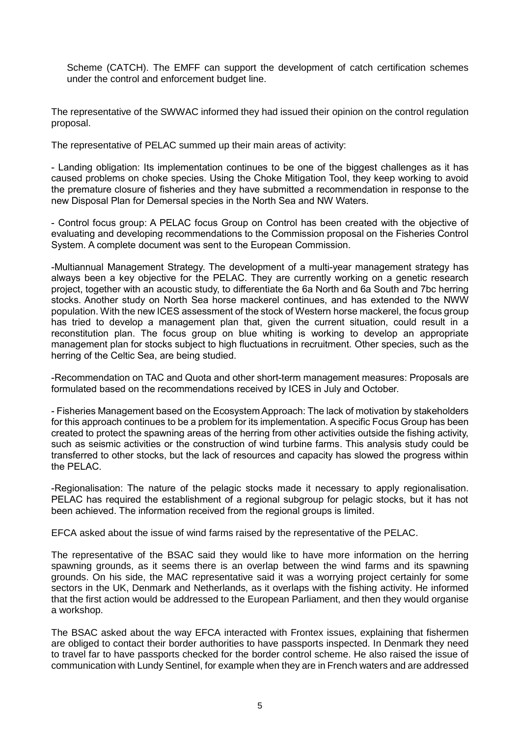Scheme (CATCH). The EMFF can support the development of catch certification schemes under the control and enforcement budget line.

The representative of the SWWAC informed they had issued their opinion on the control regulation proposal.

The representative of PELAC summed up their main areas of activity:

- Landing obligation: Its implementation continues to be one of the biggest challenges as it has caused problems on choke species. Using the Choke Mitigation Tool, they keep working to avoid the premature closure of fisheries and they have submitted a recommendation in response to the new Disposal Plan for Demersal species in the North Sea and NW Waters.

- Control focus group: A PELAC focus Group on Control has been created with the objective of evaluating and developing recommendations to the Commission proposal on the Fisheries Control System. A complete document was sent to the European Commission.

-Multiannual Management Strategy. The development of a multi-year management strategy has always been a key objective for the PELAC. They are currently working on a genetic research project, together with an acoustic study, to differentiate the 6a North and 6a South and 7bc herring stocks. Another study on North Sea horse mackerel continues, and has extended to the NWW population. With the new ICES assessment of the stock of Western horse mackerel, the focus group has tried to develop a management plan that, given the current situation, could result in a reconstitution plan. The focus group on blue whiting is working to develop an appropriate management plan for stocks subject to high fluctuations in recruitment. Other species, such as the herring of the Celtic Sea, are being studied.

-Recommendation on TAC and Quota and other short-term management measures: Proposals are formulated based on the recommendations received by ICES in July and October.

- Fisheries Management based on the Ecosystem Approach: The lack of motivation by stakeholders for this approach continues to be a problem for its implementation. A specific Focus Group has been created to protect the spawning areas of the herring from other activities outside the fishing activity, such as seismic activities or the construction of wind turbine farms. This analysis study could be transferred to other stocks, but the lack of resources and capacity has slowed the progress within the PELAC.

-Regionalisation: The nature of the pelagic stocks made it necessary to apply regionalisation. PELAC has required the establishment of a regional subgroup for pelagic stocks, but it has not been achieved. The information received from the regional groups is limited.

EFCA asked about the issue of wind farms raised by the representative of the PELAC.

The representative of the BSAC said they would like to have more information on the herring spawning grounds, as it seems there is an overlap between the wind farms and its spawning grounds. On his side, the MAC representative said it was a worrying project certainly for some sectors in the UK, Denmark and Netherlands, as it overlaps with the fishing activity. He informed that the first action would be addressed to the European Parliament, and then they would organise a workshop.

The BSAC asked about the way EFCA interacted with Frontex issues, explaining that fishermen are obliged to contact their border authorities to have passports inspected. In Denmark they need to travel far to have passports checked for the border control scheme. He also raised the issue of communication with Lundy Sentinel, for example when they are in French waters and are addressed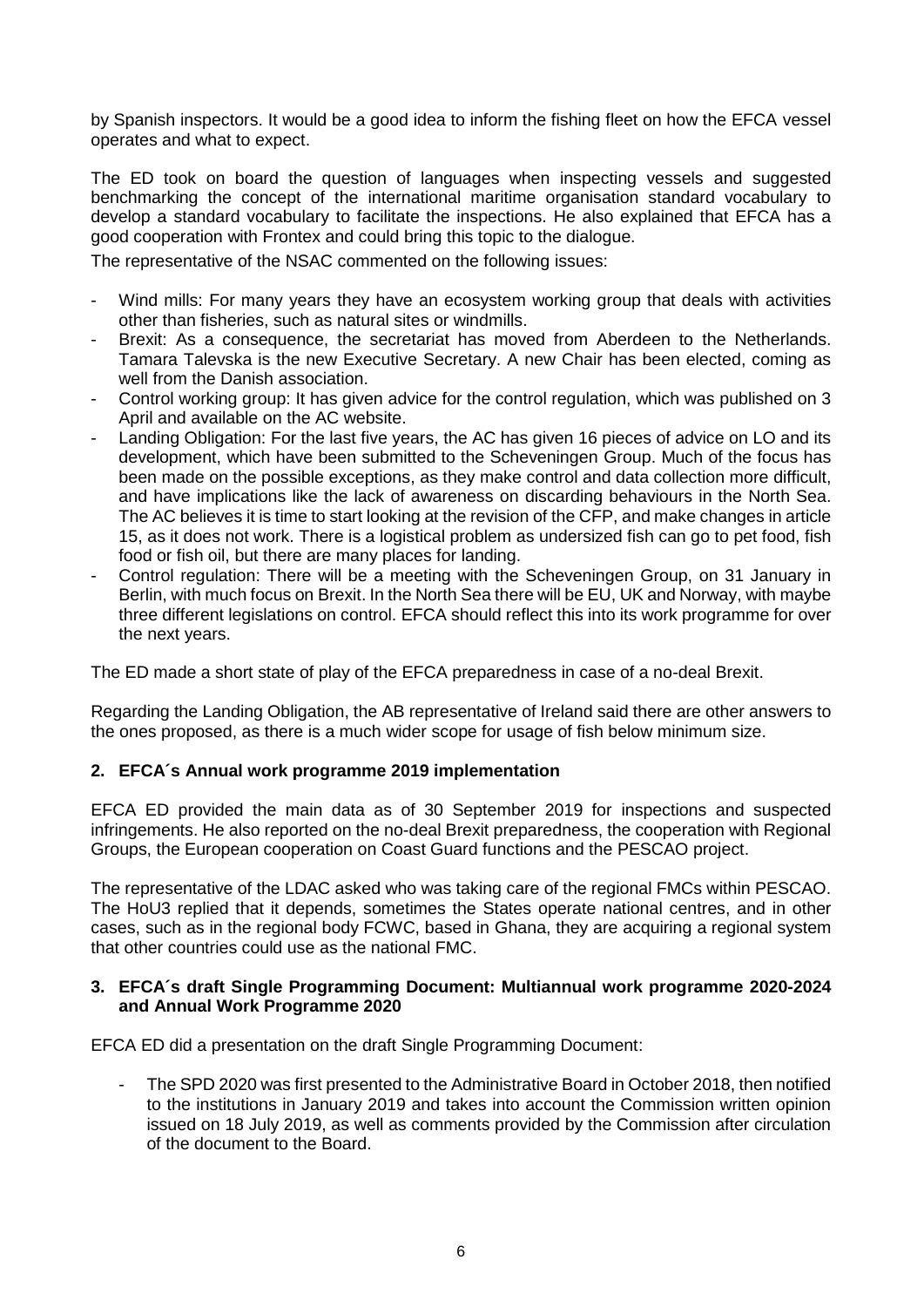by Spanish inspectors. It would be a good idea to inform the fishing fleet on how the EFCA vessel operates and what to expect.

The ED took on board the question of languages when inspecting vessels and suggested benchmarking the concept of the international maritime organisation standard vocabulary to develop a standard vocabulary to facilitate the inspections. He also explained that EFCA has a good cooperation with Frontex and could bring this topic to the dialogue.

The representative of the NSAC commented on the following issues:

- Wind mills: For many years they have an ecosystem working group that deals with activities other than fisheries, such as natural sites or windmills.
- Brexit: As a consequence, the secretariat has moved from Aberdeen to the Netherlands. Tamara Talevska is the new Executive Secretary. A new Chair has been elected, coming as well from the Danish association.
- Control working group: It has given advice for the control regulation, which was published on 3 April and available on the AC website.
- Landing Obligation: For the last five years, the AC has given 16 pieces of advice on LO and its development, which have been submitted to the Scheveningen Group. Much of the focus has been made on the possible exceptions, as they make control and data collection more difficult, and have implications like the lack of awareness on discarding behaviours in the North Sea. The AC believes it is time to start looking at the revision of the CFP, and make changes in article 15, as it does not work. There is a logistical problem as undersized fish can go to pet food, fish food or fish oil, but there are many places for landing.
- Control regulation: There will be a meeting with the Scheveningen Group, on 31 January in Berlin, with much focus on Brexit. In the North Sea there will be EU, UK and Norway, with maybe three different legislations on control. EFCA should reflect this into its work programme for over the next years.

The ED made a short state of play of the EFCA preparedness in case of a no-deal Brexit.

Regarding the Landing Obligation, the AB representative of Ireland said there are other answers to the ones proposed, as there is a much wider scope for usage of fish below minimum size.

## 2. EFCA´s Annual work programme 2019 implementation

EFCA ED provided the main data as of 30 September 2019 for inspections and suspected infringements. He also reported on the no-deal Brexit preparedness, the cooperation with Regional Groups, the European cooperation on Coast Guard functions and the PESCAO project.

The representative of the LDAC asked who was taking care of the regional FMCs within PESCAO. The HoU3 replied that it depends, sometimes the States operate national centres, and in other cases, such as in the regional body FCWC, based in Ghana, they are acquiring a regional system that other countries could use as the national FMC.

## 3. EFCA´s draft Single Programming Document: Multiannual work programme 2020-2024 and Annual Work Programme 2020

EFCA ED did a presentation on the draft Single Programming Document:

- The SPD 2020 was first presented to the Administrative Board in October 2018, then notified to the institutions in January 2019 and takes into account the Commission written opinion issued on 18 July 2019, as well as comments provided by the Commission after circulation of the document to the Board.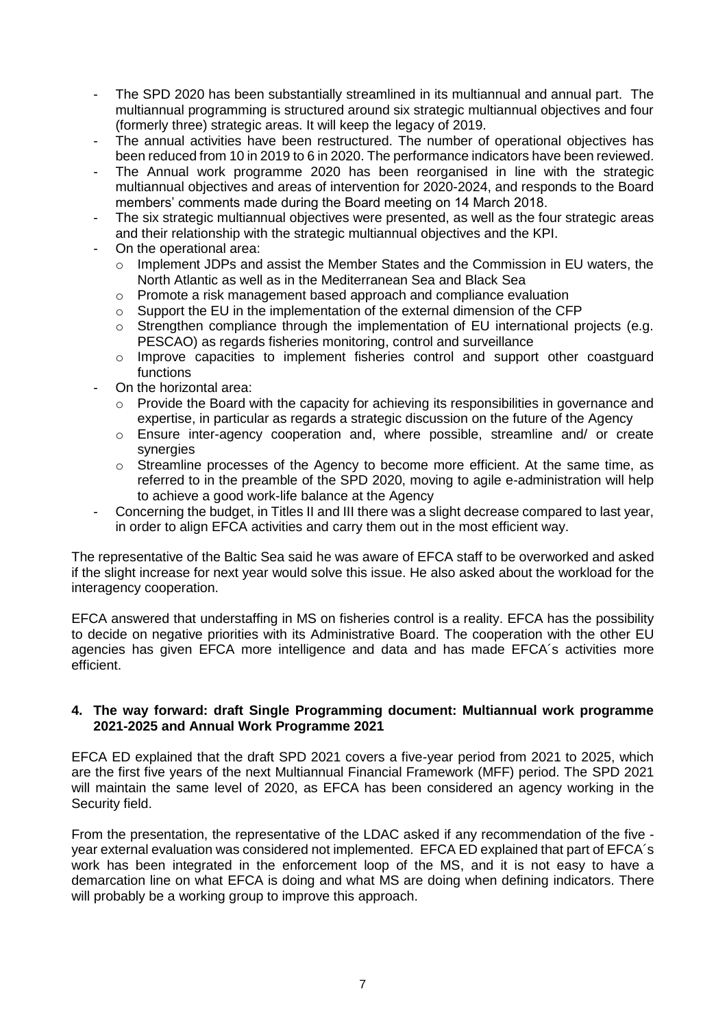- The SPD 2020 has been substantially streamlined in its multiannual and annual part. The multiannual programming is structured around six strategic multiannual objectives and four (formerly three) strategic areas. It will keep the legacy of 2019.
- The annual activities have been restructured. The number of operational objectives has been reduced from 10 in 2019 to 6 in 2020. The performance indicators have been reviewed.
- The Annual work programme 2020 has been reorganised in line with the strategic multiannual objectives and areas of intervention for 2020-2024, and responds to the Board members' comments made during the Board meeting on 14 March 2018.
- The six strategic multiannual objectives were presented, as well as the four strategic areas and their relationship with the strategic multiannual objectives and the KPI.
- On the operational area:
  - Implement JDPs and assist the Member States and the Commission in EU waters, the North Atlantic as well as in the Mediterranean Sea and Black Sea
  - Promote a risk management based approach and compliance evaluation
  - Support the EU in the implementation of the external dimension of the CFP
  - Strengthen compliance through the implementation of EU international projects (e.g. PESCAO) as regards fisheries monitoring, control and surveillance
  - Improve capacities to implement fisheries control and support other coastguard functions
- On the horizontal area:
  - Provide the Board with the capacity for achieving its responsibilities in governance and expertise, in particular as regards a strategic discussion on the future of the Agency
  - Ensure inter-agency cooperation and, where possible, streamline and/ or create synergies
  - Streamline processes of the Agency to become more efficient. At the same time, as referred to in the preamble of the SPD 2020, moving to agile e-administration will help to achieve a good work-life balance at the Agency
- Concerning the budget, in Titles II and III there was a slight decrease compared to last year, in order to align EFCA activities and carry them out in the most efficient way.

The representative of the Baltic Sea said he was aware of EFCA staff to be overworked and asked if the slight increase for next year would solve this issue. He also asked about the workload for the interagency cooperation.

EFCA answered that understaffing in MS on fisheries control is a reality. EFCA has the possibility to decide on negative priorities with its Administrative Board. The cooperation with the other EU agencies has given EFCA more intelligence and data and has made EFCA´s activities more efficient.

**4. The way forward: draft Single Programming document: Multiannual work programme 2021-2025 and Annual Work Programme 2021**

EFCA ED explained that the draft SPD 2021 covers a five-year period from 2021 to 2025, which are the first five years of the next Multiannual Financial Framework (MFF) period. The SPD 2021 will maintain the same level of 2020, as EFCA has been considered an agency working in the Security field.

From the presentation, the representative of the LDAC asked if any recommendation of the five - year external evaluation was considered not implemented. EFCA ED explained that part of EFCA´s work has been integrated in the enforcement loop of the MS, and it is not easy to have a demarcation line on what EFCA is doing and what MS are doing when defining indicators. There will probably be a working group to improve this approach.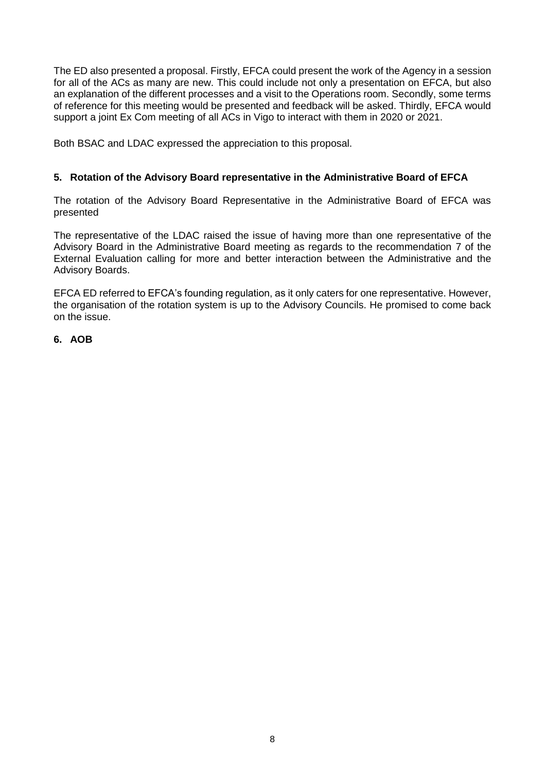The ED also presented a proposal. Firstly, EFCA could present the work of the Agency in a session for all of the ACs as many are new. This could include not only a presentation on EFCA, but also an explanation of the different processes and a visit to the Operations room. Secondly, some terms of reference for this meeting would be presented and feedback will be asked. Thirdly, EFCA would support a joint Ex Com meeting of all ACs in Vigo to interact with them in 2020 or 2021.

Both BSAC and LDAC expressed the appreciation to this proposal.

## 5. Rotation of the Advisory Board representative in the Administrative Board of EFCA

The rotation of the Advisory Board Representative in the Administrative Board of EFCA was presented

The representative of the LDAC raised the issue of having more than one representative of the Advisory Board in the Administrative Board meeting as regards to the recommendation 7 of the External Evaluation calling for more and better interaction between the Administrative and the Advisory Boards.

EFCA ED referred to EFCA's founding regulation, as it only caters for one representative. However, the organisation of the rotation system is up to the Advisory Councils. He promised to come back on the issue.

## 6. AOB